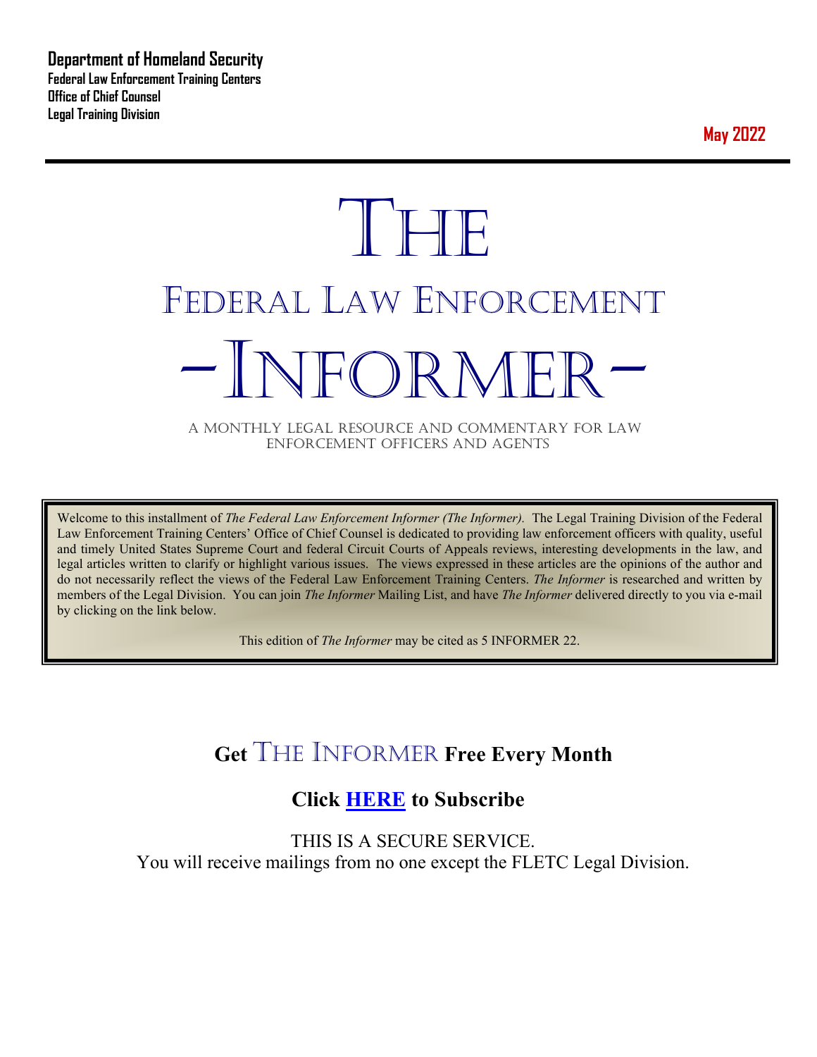**Department of Homeland Security**
**Federal Law Enforcement Training Centers**
**Office of Chief Counsel**
**Legal Training Division**

**May 2022**

# The

# Federal Law Enforcement

# -Informer-

A MONTHLY LEGAL RESOURCE AND COMMENTARY FOR LAW ENFORCEMENT OFFICERS AND AGENTS

Welcome to this installment of *The Federal Law Enforcement Informer (The Informer).* The Legal Training Division of the Federal Law Enforcement Training Centers' Office of Chief Counsel is dedicated to providing law enforcement officers with quality, useful and timely United States Supreme Court and federal Circuit Courts of Appeals reviews, interesting developments in the law, and legal articles written to clarify or highlight various issues. The views expressed in these articles are the opinions of the author and do not necessarily reflect the views of the Federal Law Enforcement Training Centers. *The Informer* is researched and written by members of the Legal Division. You can join *The Informer* Mailing List, and have *The Informer* delivered directly to you via e-mail by clicking on the link below.

This edition of *The Informer* may be cited as 5 INFORMER 22.

## Get THE INFORMER Free Every Month

## Click HERE to Subscribe

THIS IS A SECURE SERVICE.
You will receive mailings from no one except the FLETC Legal Division.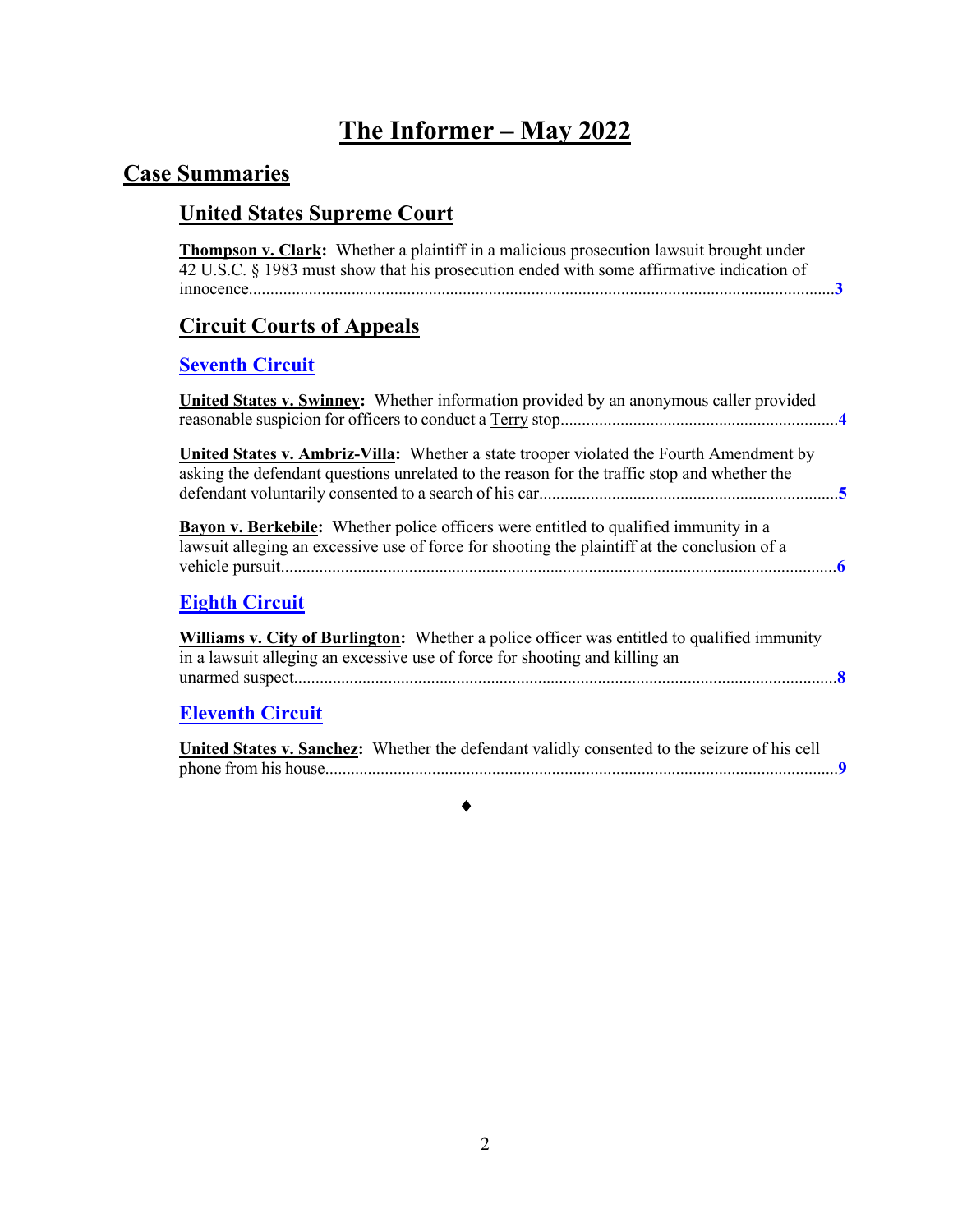# The Informer – May 2022

## Case Summaries

### United States Supreme Court

**Thompson v. Clark:** Whether a plaintiff in a malicious prosecution lawsuit brought under 42 U.S.C. § 1983 must show that his prosecution ended with some affirmative indication of innocence........................................................................................................................3

### Circuit Courts of Appeals

#### Seventh Circuit

**United States v. Swinney:** Whether information provided by an anonymous caller provided reasonable suspicion for officers to conduct a Terry stop.................................................................4

**United States v. Ambriz-Villa:** Whether a state trooper violated the Fourth Amendment by asking the defendant questions unrelated to the reason for the traffic stop and whether the defendant voluntarily consented to a search of his car.....................................................................5

**Bayon v. Berkebile:** Whether police officers were entitled to qualified immunity in a lawsuit alleging an excessive use of force for shooting the plaintiff at the conclusion of a vehicle pursuit..................................................................................................................................6

#### Eighth Circuit

**Williams v. City of Burlington:** Whether a police officer was entitled to qualified immunity in a lawsuit alleging an excessive use of force for shooting and killing an unarmed suspect..............................................................................................................................8

#### Eleventh Circuit

**United States v. Sanchez:** Whether the defendant validly consented to the seizure of his cell phone from his house.......................................................................................................................9

♦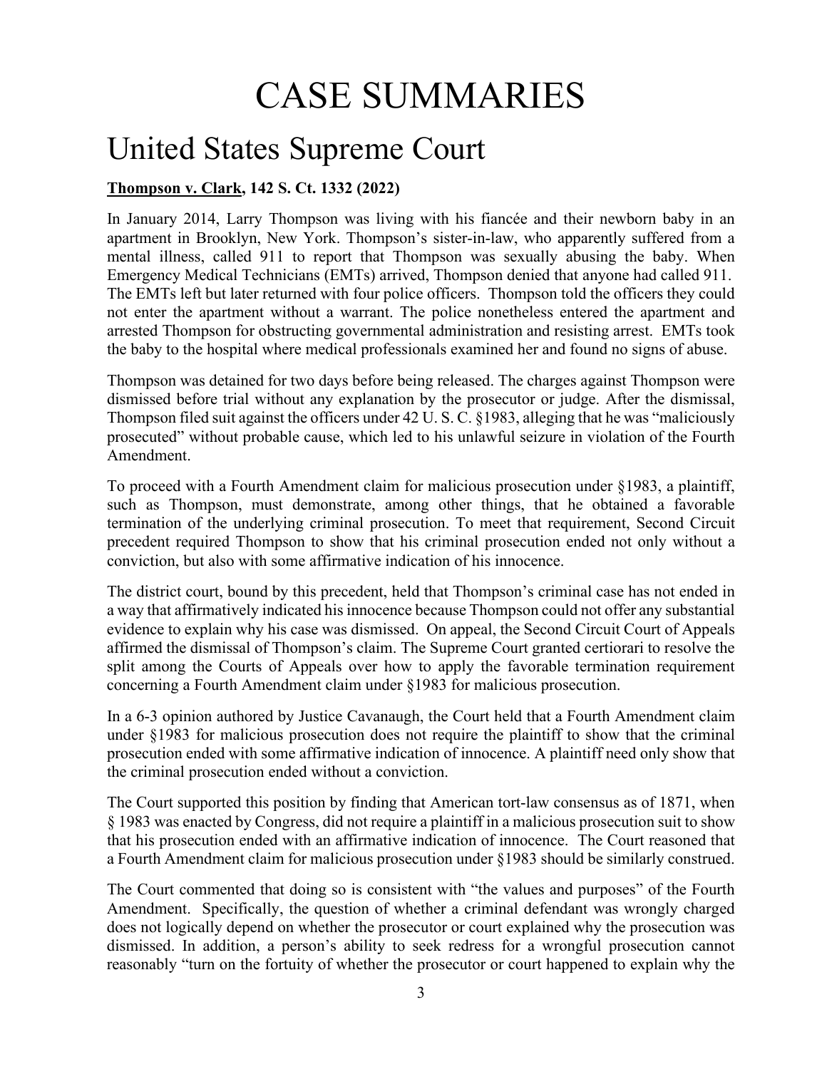# CASE SUMMARIES

# United States Supreme Court

**Thompson v. Clark, 142 S. Ct. 1332 (2022)**

In January 2014, Larry Thompson was living with his fiancée and their newborn baby in an apartment in Brooklyn, New York. Thompson's sister-in-law, who apparently suffered from a mental illness, called 911 to report that Thompson was sexually abusing the baby. When Emergency Medical Technicians (EMTs) arrived, Thompson denied that anyone had called 911. The EMTs left but later returned with four police officers. Thompson told the officers they could not enter the apartment without a warrant. The police nonetheless entered the apartment and arrested Thompson for obstructing governmental administration and resisting arrest. EMTs took the baby to the hospital where medical professionals examined her and found no signs of abuse.

Thompson was detained for two days before being released. The charges against Thompson were dismissed before trial without any explanation by the prosecutor or judge. After the dismissal, Thompson filed suit against the officers under 42 U. S. C. §1983, alleging that he was "maliciously prosecuted" without probable cause, which led to his unlawful seizure in violation of the Fourth Amendment.

To proceed with a Fourth Amendment claim for malicious prosecution under §1983, a plaintiff, such as Thompson, must demonstrate, among other things, that he obtained a favorable termination of the underlying criminal prosecution. To meet that requirement, Second Circuit precedent required Thompson to show that his criminal prosecution ended not only without a conviction, but also with some affirmative indication of his innocence.

The district court, bound by this precedent, held that Thompson's criminal case has not ended in a way that affirmatively indicated his innocence because Thompson could not offer any substantial evidence to explain why his case was dismissed. On appeal, the Second Circuit Court of Appeals affirmed the dismissal of Thompson's claim. The Supreme Court granted certiorari to resolve the split among the Courts of Appeals over how to apply the favorable termination requirement concerning a Fourth Amendment claim under §1983 for malicious prosecution.

In a 6-3 opinion authored by Justice Cavanaugh, the Court held that a Fourth Amendment claim under §1983 for malicious prosecution does not require the plaintiff to show that the criminal prosecution ended with some affirmative indication of innocence. A plaintiff need only show that the criminal prosecution ended without a conviction.

The Court supported this position by finding that American tort-law consensus as of 1871, when § 1983 was enacted by Congress, did not require a plaintiff in a malicious prosecution suit to show that his prosecution ended with an affirmative indication of innocence. The Court reasoned that a Fourth Amendment claim for malicious prosecution under §1983 should be similarly construed.

The Court commented that doing so is consistent with "the values and purposes" of the Fourth Amendment. Specifically, the question of whether a criminal defendant was wrongly charged does not logically depend on whether the prosecutor or court explained why the prosecution was dismissed. In addition, a person's ability to seek redress for a wrongful prosecution cannot reasonably "turn on the fortuity of whether the prosecutor or court happened to explain why the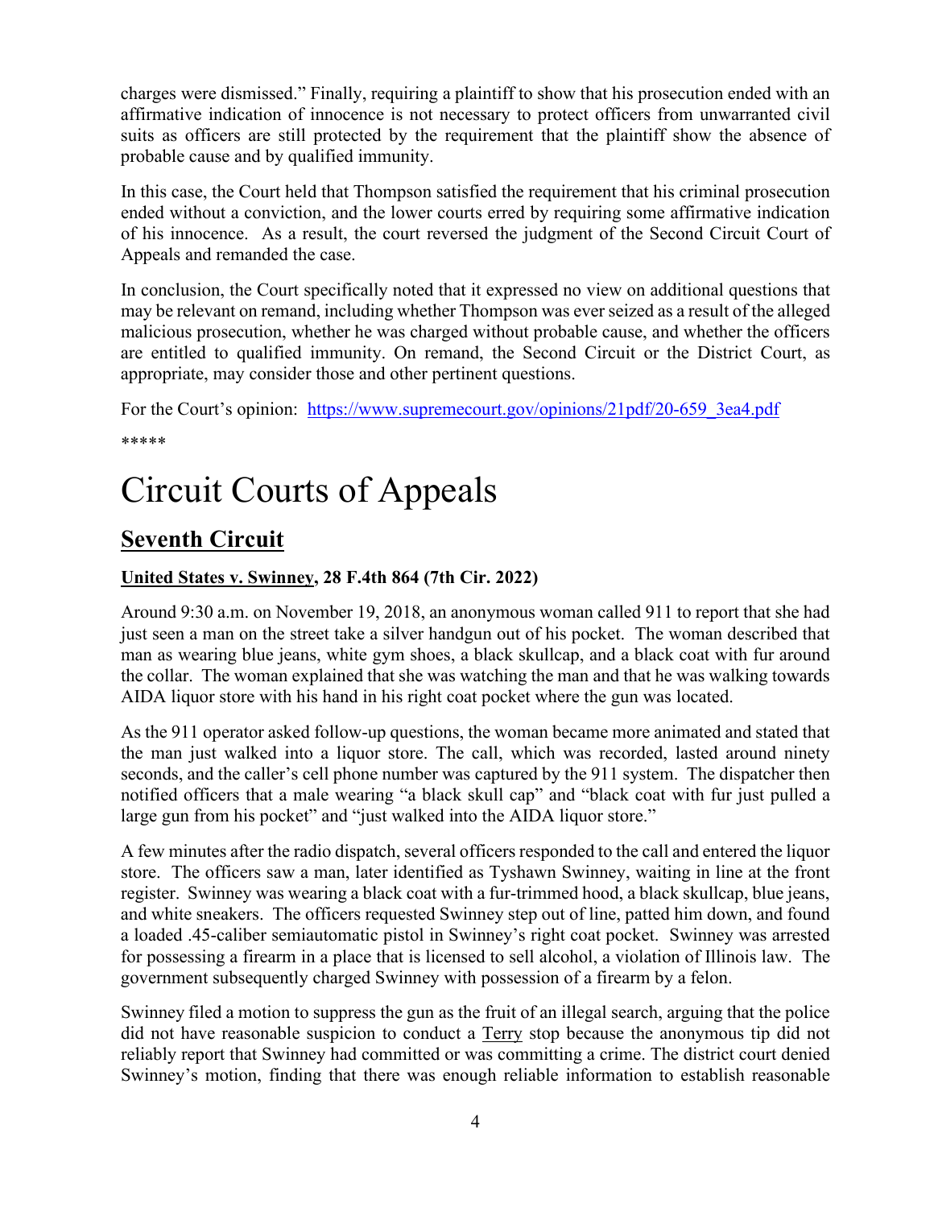charges were dismissed." Finally, requiring a plaintiff to show that his prosecution ended with an affirmative indication of innocence is not necessary to protect officers from unwarranted civil suits as officers are still protected by the requirement that the plaintiff show the absence of probable cause and by qualified immunity.

In this case, the Court held that Thompson satisfied the requirement that his criminal prosecution ended without a conviction, and the lower courts erred by requiring some affirmative indication of his innocence. As a result, the court reversed the judgment of the Second Circuit Court of Appeals and remanded the case.

In conclusion, the Court specifically noted that it expressed no view on additional questions that may be relevant on remand, including whether Thompson was ever seized as a result of the alleged malicious prosecution, whether he was charged without probable cause, and whether the officers are entitled to qualified immunity. On remand, the Second Circuit or the District Court, as appropriate, may consider those and other pertinent questions.

For the Court's opinion: [https://www.supremecourt.gov/opinions/21pdf/20-659_3ea4.pdf](https://www.supremecourt.gov/opinions/21pdf/20-659_3ea4.pdf)

*****

# Circuit Courts of Appeals

## Seventh Circuit

### United States v. Swinney, 28 F.4th 864 (7th Cir. 2022)

Around 9:30 a.m. on November 19, 2018, an anonymous woman called 911 to report that she had just seen a man on the street take a silver handgun out of his pocket. The woman described that man as wearing blue jeans, white gym shoes, a black skullcap, and a black coat with fur around the collar. The woman explained that she was watching the man and that he was walking towards AIDA liquor store with his hand in his right coat pocket where the gun was located.

As the 911 operator asked follow-up questions, the woman became more animated and stated that the man just walked into a liquor store. The call, which was recorded, lasted around ninety seconds, and the caller's cell phone number was captured by the 911 system. The dispatcher then notified officers that a male wearing "a black skull cap" and "black coat with fur just pulled a large gun from his pocket" and "just walked into the AIDA liquor store."

A few minutes after the radio dispatch, several officers responded to the call and entered the liquor store. The officers saw a man, later identified as Tyshawn Swinney, waiting in line at the front register. Swinney was wearing a black coat with a fur-trimmed hood, a black skullcap, blue jeans, and white sneakers. The officers requested Swinney step out of line, patted him down, and found a loaded .45-caliber semiautomatic pistol in Swinney's right coat pocket. Swinney was arrested for possessing a firearm in a place that is licensed to sell alcohol, a violation of Illinois law. The government subsequently charged Swinney with possession of a firearm by a felon.

Swinney filed a motion to suppress the gun as the fruit of an illegal search, arguing that the police did not have reasonable suspicion to conduct a Terry stop because the anonymous tip did not reliably report that Swinney had committed or was committing a crime. The district court denied Swinney's motion, finding that there was enough reliable information to establish reasonable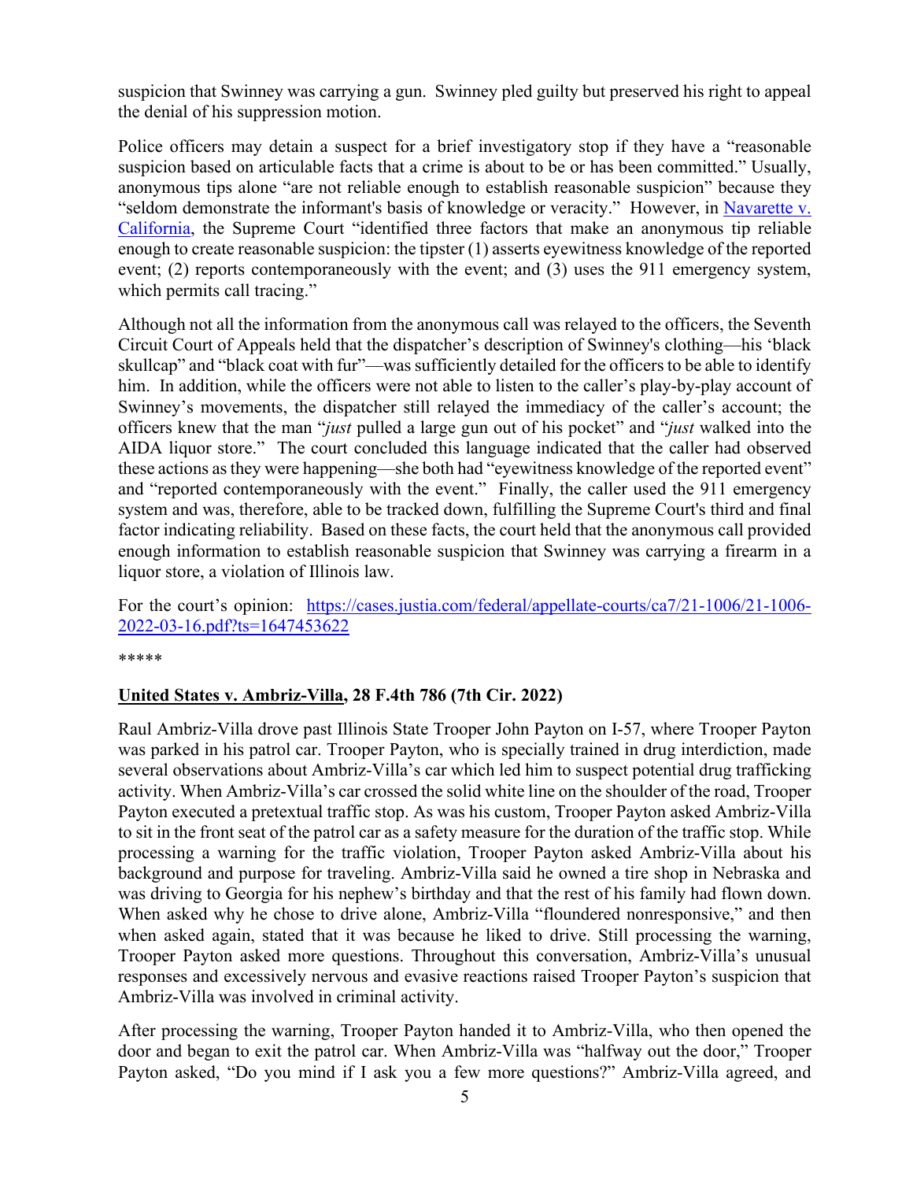suspicion that Swinney was carrying a gun. Swinney pled guilty but preserved his right to appeal the denial of his suppression motion.

Police officers may detain a suspect for a brief investigatory stop if they have a "reasonable suspicion based on articulable facts that a crime is about to be or has been committed." Usually, anonymous tips alone "are not reliable enough to establish reasonable suspicion" because they "seldom demonstrate the informant's basis of knowledge or veracity." However, in Navarette v. California, the Supreme Court "identified three factors that make an anonymous tip reliable enough to create reasonable suspicion: the tipster (1) asserts eyewitness knowledge of the reported event; (2) reports contemporaneously with the event; and (3) uses the 911 emergency system, which permits call tracing."

Although not all the information from the anonymous call was relayed to the officers, the Seventh Circuit Court of Appeals held that the dispatcher's description of Swinney's clothing—his 'black skullcap" and "black coat with fur"—was sufficiently detailed for the officers to be able to identify him. In addition, while the officers were not able to listen to the caller's play-by-play account of Swinney's movements, the dispatcher still relayed the immediacy of the caller's account; the officers knew that the man "*just* pulled a large gun out of his pocket" and "*just* walked into the AIDA liquor store." The court concluded this language indicated that the caller had observed these actions as they were happening—she both had "eyewitness knowledge of the reported event" and "reported contemporaneously with the event." Finally, the caller used the 911 emergency system and was, therefore, able to be tracked down, fulfilling the Supreme Court's third and final factor indicating reliability. Based on these facts, the court held that the anonymous call provided enough information to establish reasonable suspicion that Swinney was carrying a firearm in a liquor store, a violation of Illinois law.

For the court's opinion: https://cases.justia.com/federal/appellate-courts/ca7/21-1006/21-1006-2022-03-16.pdf?ts=1647453622

*****

**United States v. Ambriz-Villa, 28 F.4th 786 (7th Cir. 2022)**

Raul Ambriz-Villa drove past Illinois State Trooper John Payton on I-57, where Trooper Payton was parked in his patrol car. Trooper Payton, who is specially trained in drug interdiction, made several observations about Ambriz-Villa's car which led him to suspect potential drug trafficking activity. When Ambriz-Villa's car crossed the solid white line on the shoulder of the road, Trooper Payton executed a pretextual traffic stop. As was his custom, Trooper Payton asked Ambriz-Villa to sit in the front seat of the patrol car as a safety measure for the duration of the traffic stop. While processing a warning for the traffic violation, Trooper Payton asked Ambriz-Villa about his background and purpose for traveling. Ambriz-Villa said he owned a tire shop in Nebraska and was driving to Georgia for his nephew's birthday and that the rest of his family had flown down. When asked why he chose to drive alone, Ambriz-Villa "floundered nonresponsive," and then when asked again, stated that it was because he liked to drive. Still processing the warning, Trooper Payton asked more questions. Throughout this conversation, Ambriz-Villa's unusual responses and excessively nervous and evasive reactions raised Trooper Payton's suspicion that Ambriz-Villa was involved in criminal activity.

After processing the warning, Trooper Payton handed it to Ambriz-Villa, who then opened the door and began to exit the patrol car. When Ambriz-Villa was "halfway out the door," Trooper Payton asked, "Do you mind if I ask you a few more questions?" Ambriz-Villa agreed, and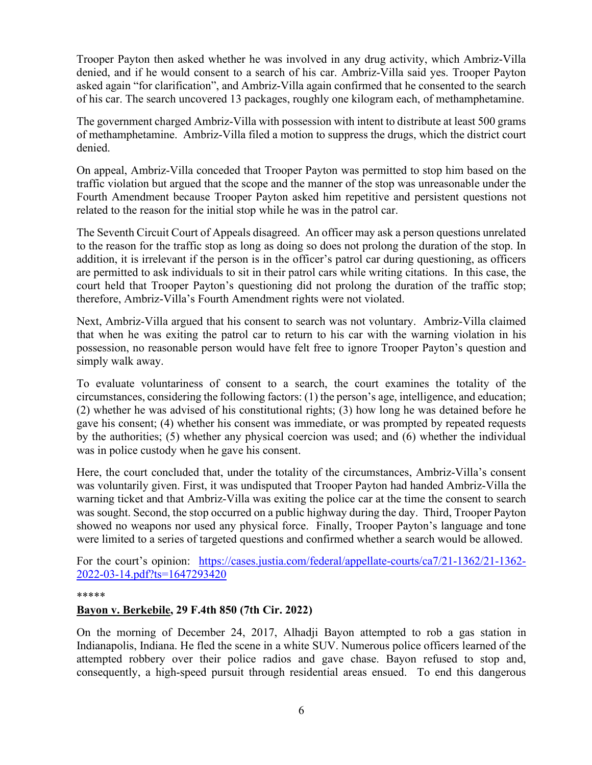Trooper Payton then asked whether he was involved in any drug activity, which Ambriz-Villa denied, and if he would consent to a search of his car. Ambriz-Villa said yes. Trooper Payton asked again "for clarification", and Ambriz-Villa again confirmed that he consented to the search of his car. The search uncovered 13 packages, roughly one kilogram each, of methamphetamine.

The government charged Ambriz-Villa with possession with intent to distribute at least 500 grams of methamphetamine. Ambriz-Villa filed a motion to suppress the drugs, which the district court denied.

On appeal, Ambriz-Villa conceded that Trooper Payton was permitted to stop him based on the traffic violation but argued that the scope and the manner of the stop was unreasonable under the Fourth Amendment because Trooper Payton asked him repetitive and persistent questions not related to the reason for the initial stop while he was in the patrol car.

The Seventh Circuit Court of Appeals disagreed. An officer may ask a person questions unrelated to the reason for the traffic stop as long as doing so does not prolong the duration of the stop. In addition, it is irrelevant if the person is in the officer's patrol car during questioning, as officers are permitted to ask individuals to sit in their patrol cars while writing citations. In this case, the court held that Trooper Payton's questioning did not prolong the duration of the traffic stop; therefore, Ambriz-Villa's Fourth Amendment rights were not violated.

Next, Ambriz-Villa argued that his consent to search was not voluntary. Ambriz-Villa claimed that when he was exiting the patrol car to return to his car with the warning violation in his possession, no reasonable person would have felt free to ignore Trooper Payton's question and simply walk away.

To evaluate voluntariness of consent to a search, the court examines the totality of the circumstances, considering the following factors: (1) the person's age, intelligence, and education; (2) whether he was advised of his constitutional rights; (3) how long he was detained before he gave his consent; (4) whether his consent was immediate, or was prompted by repeated requests by the authorities; (5) whether any physical coercion was used; and (6) whether the individual was in police custody when he gave his consent.

Here, the court concluded that, under the totality of the circumstances, Ambriz-Villa's consent was voluntarily given. First, it was undisputed that Trooper Payton had handed Ambriz-Villa the warning ticket and that Ambriz-Villa was exiting the police car at the time the consent to search was sought. Second, the stop occurred on a public highway during the day. Third, Trooper Payton showed no weapons nor used any physical force. Finally, Trooper Payton's language and tone were limited to a series of targeted questions and confirmed whether a search would be allowed.

For the court's opinion: [https://cases.justia.com/federal/appellate-courts/ca7/21-1362/21-1362-2022-03-14.pdf?ts=1647293420](https://cases.justia.com/federal/appellate-courts/ca7/21-1362/21-1362-2022-03-14.pdf?ts=1647293420)

*****

**Bayon v. Berkebile, 29 F.4th 850 (7th Cir. 2022)**

On the morning of December 24, 2017, Alhadji Bayon attempted to rob a gas station in Indianapolis, Indiana. He fled the scene in a white SUV. Numerous police officers learned of the attempted robbery over their police radios and gave chase. Bayon refused to stop and, consequently, a high-speed pursuit through residential areas ensued. To end this dangerous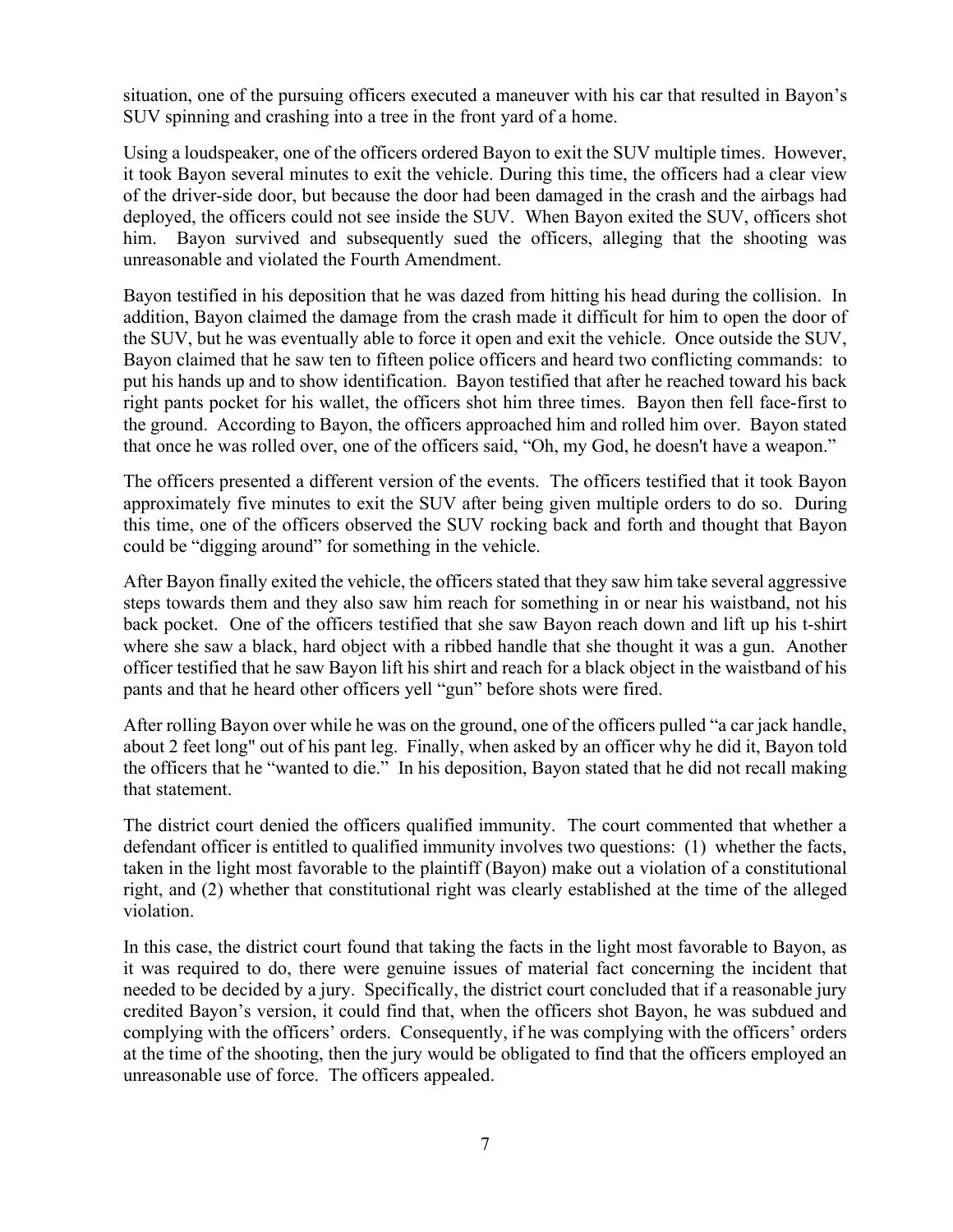situation, one of the pursuing officers executed a maneuver with his car that resulted in Bayon's SUV spinning and crashing into a tree in the front yard of a home.

Using a loudspeaker, one of the officers ordered Bayon to exit the SUV multiple times. However, it took Bayon several minutes to exit the vehicle. During this time, the officers had a clear view of the driver-side door, but because the door had been damaged in the crash and the airbags had deployed, the officers could not see inside the SUV. When Bayon exited the SUV, officers shot him. Bayon survived and subsequently sued the officers, alleging that the shooting was unreasonable and violated the Fourth Amendment.

Bayon testified in his deposition that he was dazed from hitting his head during the collision. In addition, Bayon claimed the damage from the crash made it difficult for him to open the door of the SUV, but he was eventually able to force it open and exit the vehicle. Once outside the SUV, Bayon claimed that he saw ten to fifteen police officers and heard two conflicting commands: to put his hands up and to show identification. Bayon testified that after he reached toward his back right pants pocket for his wallet, the officers shot him three times. Bayon then fell face-first to the ground. According to Bayon, the officers approached him and rolled him over. Bayon stated that once he was rolled over, one of the officers said, "Oh, my God, he doesn't have a weapon."

The officers presented a different version of the events. The officers testified that it took Bayon approximately five minutes to exit the SUV after being given multiple orders to do so. During this time, one of the officers observed the SUV rocking back and forth and thought that Bayon could be "digging around" for something in the vehicle.

After Bayon finally exited the vehicle, the officers stated that they saw him take several aggressive steps towards them and they also saw him reach for something in or near his waistband, not his back pocket. One of the officers testified that she saw Bayon reach down and lift up his t-shirt where she saw a black, hard object with a ribbed handle that she thought it was a gun. Another officer testified that he saw Bayon lift his shirt and reach for a black object in the waistband of his pants and that he heard other officers yell "gun" before shots were fired.

After rolling Bayon over while he was on the ground, one of the officers pulled "a car jack handle, about 2 feet long" out of his pant leg. Finally, when asked by an officer why he did it, Bayon told the officers that he "wanted to die." In his deposition, Bayon stated that he did not recall making that statement.

The district court denied the officers qualified immunity. The court commented that whether a defendant officer is entitled to qualified immunity involves two questions: (1) whether the facts, taken in the light most favorable to the plaintiff (Bayon) make out a violation of a constitutional right, and (2) whether that constitutional right was clearly established at the time of the alleged violation.

In this case, the district court found that taking the facts in the light most favorable to Bayon, as it was required to do, there were genuine issues of material fact concerning the incident that needed to be decided by a jury. Specifically, the district court concluded that if a reasonable jury credited Bayon's version, it could find that, when the officers shot Bayon, he was subdued and complying with the officers' orders. Consequently, if he was complying with the officers' orders at the time of the shooting, then the jury would be obligated to find that the officers employed an unreasonable use of force. The officers appealed.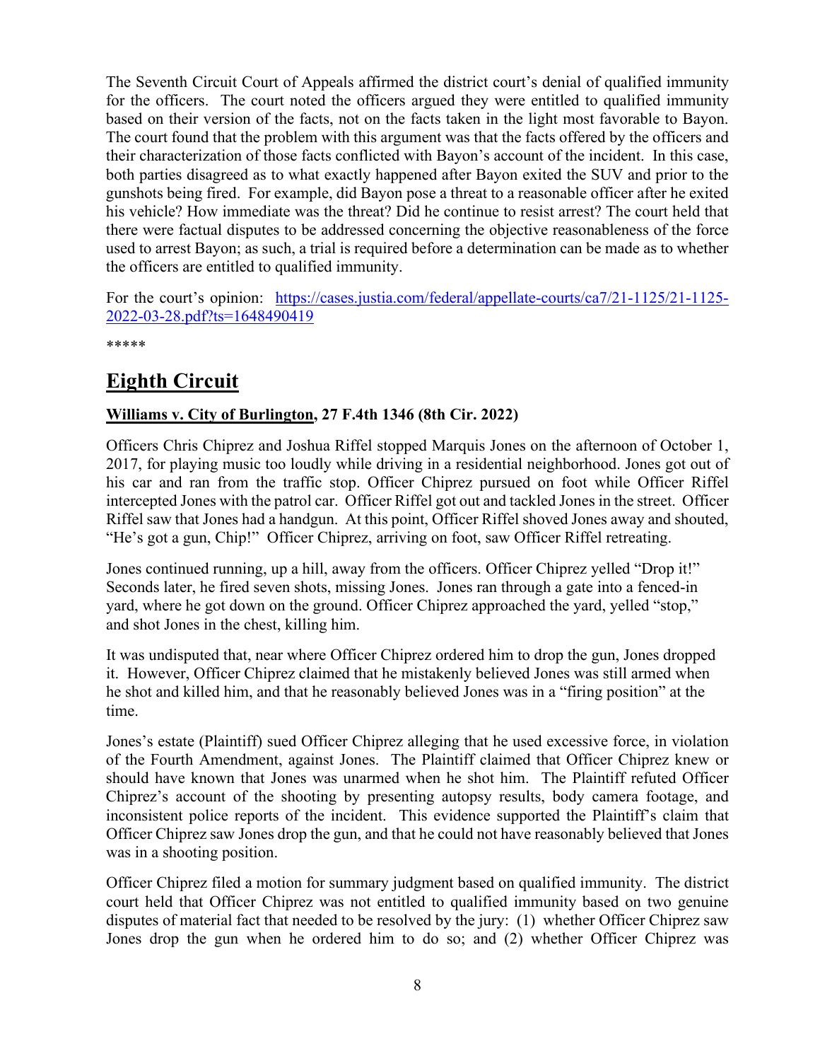The Seventh Circuit Court of Appeals affirmed the district court's denial of qualified immunity for the officers. The court noted the officers argued they were entitled to qualified immunity based on their version of the facts, not on the facts taken in the light most favorable to Bayon. The court found that the problem with this argument was that the facts offered by the officers and their characterization of those facts conflicted with Bayon's account of the incident. In this case, both parties disagreed as to what exactly happened after Bayon exited the SUV and prior to the gunshots being fired. For example, did Bayon pose a threat to a reasonable officer after he exited his vehicle? How immediate was the threat? Did he continue to resist arrest? The court held that there were factual disputes to be addressed concerning the objective reasonableness of the force used to arrest Bayon; as such, a trial is required before a determination can be made as to whether the officers are entitled to qualified immunity.

For the court's opinion: [https://cases.justia.com/federal/appellate-courts/ca7/21-1125/21-1125-2022-03-28.pdf?ts=1648490419](https://cases.justia.com/federal/appellate-courts/ca7/21-1125/21-1125-2022-03-28.pdf?ts=1648490419)

*****

## Eighth Circuit

### Williams v. City of Burlington, 27 F.4th 1346 (8th Cir. 2022)

Officers Chris Chiprez and Joshua Riffel stopped Marquis Jones on the afternoon of October 1, 2017, for playing music too loudly while driving in a residential neighborhood. Jones got out of his car and ran from the traffic stop. Officer Chiprez pursued on foot while Officer Riffel intercepted Jones with the patrol car. Officer Riffel got out and tackled Jones in the street. Officer Riffel saw that Jones had a handgun. At this point, Officer Riffel shoved Jones away and shouted, "He's got a gun, Chip!" Officer Chiprez, arriving on foot, saw Officer Riffel retreating.

Jones continued running, up a hill, away from the officers. Officer Chiprez yelled "Drop it!" Seconds later, he fired seven shots, missing Jones. Jones ran through a gate into a fenced-in yard, where he got down on the ground. Officer Chiprez approached the yard, yelled "stop," and shot Jones in the chest, killing him.

It was undisputed that, near where Officer Chiprez ordered him to drop the gun, Jones dropped it. However, Officer Chiprez claimed that he mistakenly believed Jones was still armed when he shot and killed him, and that he reasonably believed Jones was in a "firing position" at the time.

Jones's estate (Plaintiff) sued Officer Chiprez alleging that he used excessive force, in violation of the Fourth Amendment, against Jones. The Plaintiff claimed that Officer Chiprez knew or should have known that Jones was unarmed when he shot him. The Plaintiff refuted Officer Chiprez's account of the shooting by presenting autopsy results, body camera footage, and inconsistent police reports of the incident. This evidence supported the Plaintiff's claim that Officer Chiprez saw Jones drop the gun, and that he could not have reasonably believed that Jones was in a shooting position.

Officer Chiprez filed a motion for summary judgment based on qualified immunity. The district court held that Officer Chiprez was not entitled to qualified immunity based on two genuine disputes of material fact that needed to be resolved by the jury: (1) whether Officer Chiprez saw Jones drop the gun when he ordered him to do so; and (2) whether Officer Chiprez was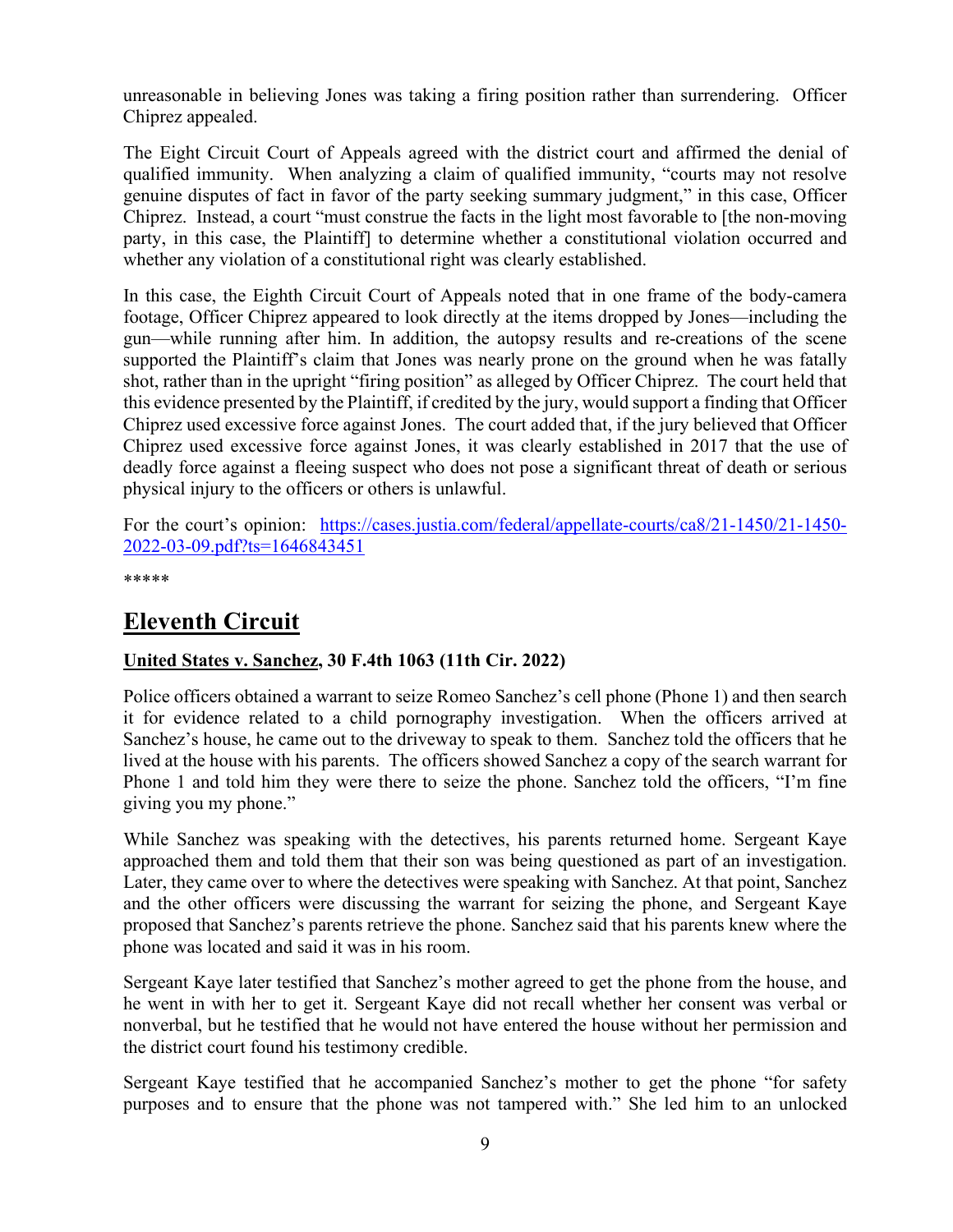unreasonable in believing Jones was taking a firing position rather than surrendering. Officer Chiprez appealed.

The Eight Circuit Court of Appeals agreed with the district court and affirmed the denial of qualified immunity. When analyzing a claim of qualified immunity, "courts may not resolve genuine disputes of fact in favor of the party seeking summary judgment," in this case, Officer Chiprez. Instead, a court "must construe the facts in the light most favorable to [the non-moving party, in this case, the Plaintiff] to determine whether a constitutional violation occurred and whether any violation of a constitutional right was clearly established.

In this case, the Eighth Circuit Court of Appeals noted that in one frame of the body-camera footage, Officer Chiprez appeared to look directly at the items dropped by Jones—including the gun—while running after him. In addition, the autopsy results and re-creations of the scene supported the Plaintiff's claim that Jones was nearly prone on the ground when he was fatally shot, rather than in the upright "firing position" as alleged by Officer Chiprez. The court held that this evidence presented by the Plaintiff, if credited by the jury, would support a finding that Officer Chiprez used excessive force against Jones. The court added that, if the jury believed that Officer Chiprez used excessive force against Jones, it was clearly established in 2017 that the use of deadly force against a fleeing suspect who does not pose a significant threat of death or serious physical injury to the officers or others is unlawful.

For the court's opinion: [https://cases.justia.com/federal/appellate-courts/ca8/21-1450/21-1450-2022-03-09.pdf?ts=1646843451](https://cases.justia.com/federal/appellate-courts/ca8/21-1450/21-1450-2022-03-09.pdf?ts=1646843451)

*****

## Eleventh Circuit

### United States v. Sanchez, 30 F.4th 1063 (11th Cir. 2022)

Police officers obtained a warrant to seize Romeo Sanchez's cell phone (Phone 1) and then search it for evidence related to a child pornography investigation. When the officers arrived at Sanchez's house, he came out to the driveway to speak to them. Sanchez told the officers that he lived at the house with his parents. The officers showed Sanchez a copy of the search warrant for Phone 1 and told him they were there to seize the phone. Sanchez told the officers, "I'm fine giving you my phone."

While Sanchez was speaking with the detectives, his parents returned home. Sergeant Kaye approached them and told them that their son was being questioned as part of an investigation. Later, they came over to where the detectives were speaking with Sanchez. At that point, Sanchez and the other officers were discussing the warrant for seizing the phone, and Sergeant Kaye proposed that Sanchez's parents retrieve the phone. Sanchez said that his parents knew where the phone was located and said it was in his room.

Sergeant Kaye later testified that Sanchez's mother agreed to get the phone from the house, and he went in with her to get it. Sergeant Kaye did not recall whether her consent was verbal or nonverbal, but he testified that he would not have entered the house without her permission and the district court found his testimony credible.

Sergeant Kaye testified that he accompanied Sanchez's mother to get the phone "for safety purposes and to ensure that the phone was not tampered with." She led him to an unlocked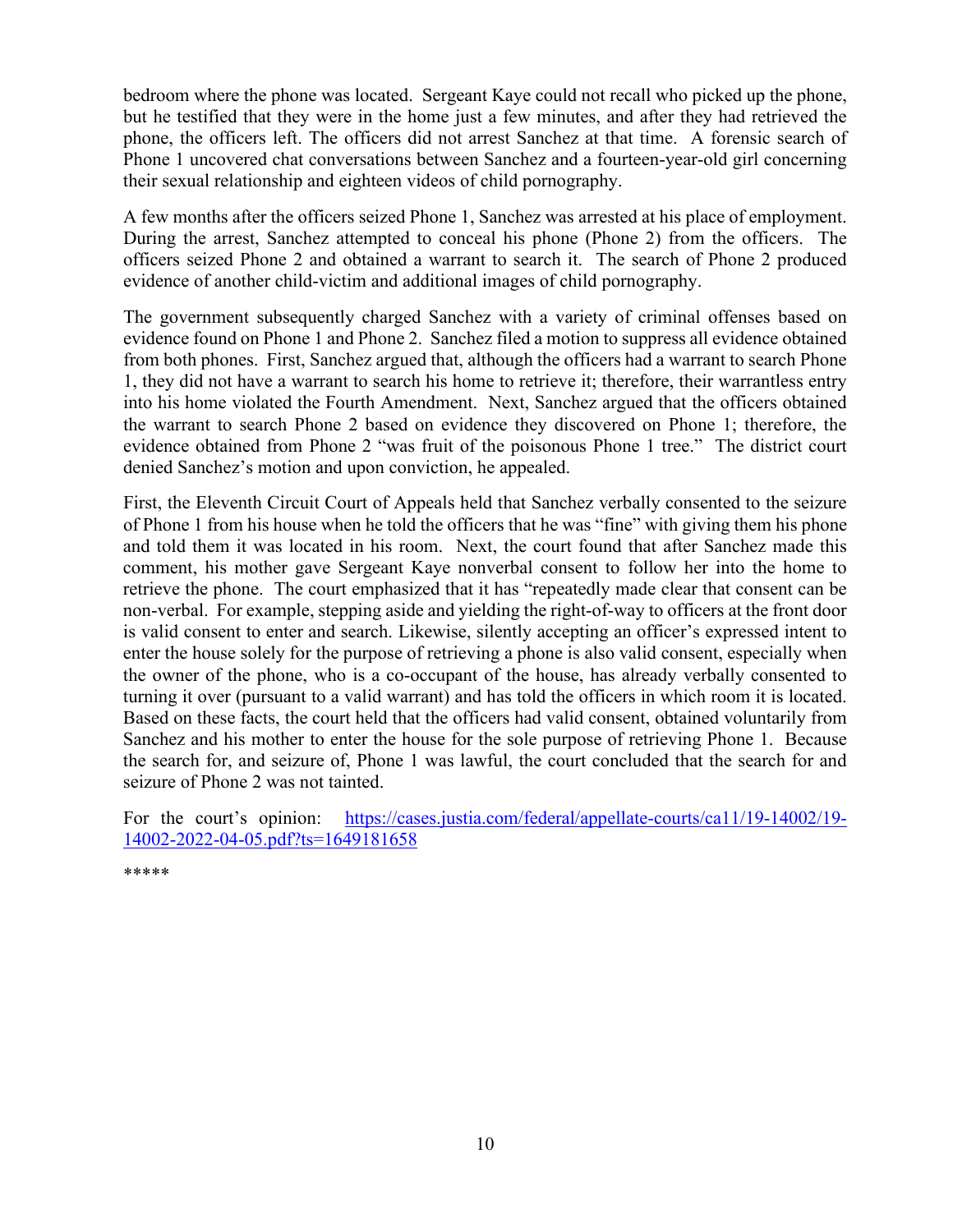bedroom where the phone was located. Sergeant Kaye could not recall who picked up the phone, but he testified that they were in the home just a few minutes, and after they had retrieved the phone, the officers left. The officers did not arrest Sanchez at that time. A forensic search of Phone 1 uncovered chat conversations between Sanchez and a fourteen-year-old girl concerning their sexual relationship and eighteen videos of child pornography.

A few months after the officers seized Phone 1, Sanchez was arrested at his place of employment. During the arrest, Sanchez attempted to conceal his phone (Phone 2) from the officers. The officers seized Phone 2 and obtained a warrant to search it. The search of Phone 2 produced evidence of another child-victim and additional images of child pornography.

The government subsequently charged Sanchez with a variety of criminal offenses based on evidence found on Phone 1 and Phone 2. Sanchez filed a motion to suppress all evidence obtained from both phones. First, Sanchez argued that, although the officers had a warrant to search Phone 1, they did not have a warrant to search his home to retrieve it; therefore, their warrantless entry into his home violated the Fourth Amendment. Next, Sanchez argued that the officers obtained the warrant to search Phone 2 based on evidence they discovered on Phone 1; therefore, the evidence obtained from Phone 2 "was fruit of the poisonous Phone 1 tree." The district court denied Sanchez's motion and upon conviction, he appealed.

First, the Eleventh Circuit Court of Appeals held that Sanchez verbally consented to the seizure of Phone 1 from his house when he told the officers that he was "fine" with giving them his phone and told them it was located in his room. Next, the court found that after Sanchez made this comment, his mother gave Sergeant Kaye nonverbal consent to follow her into the home to retrieve the phone. The court emphasized that it has "repeatedly made clear that consent can be non-verbal. For example, stepping aside and yielding the right-of-way to officers at the front door is valid consent to enter and search. Likewise, silently accepting an officer's expressed intent to enter the house solely for the purpose of retrieving a phone is also valid consent, especially when the owner of the phone, who is a co-occupant of the house, has already verbally consented to turning it over (pursuant to a valid warrant) and has told the officers in which room it is located. Based on these facts, the court held that the officers had valid consent, obtained voluntarily from Sanchez and his mother to enter the house for the sole purpose of retrieving Phone 1. Because the search for, and seizure of, Phone 1 was lawful, the court concluded that the search for and seizure of Phone 2 was not tainted.

For the court's opinion: [https://cases.justia.com/federal/appellate-courts/ca11/19-14002/19-14002-2022-04-05.pdf?ts=1649181658](https://cases.justia.com/federal/appellate-courts/ca11/19-14002/19-14002-2022-04-05.pdf?ts=1649181658)

*****